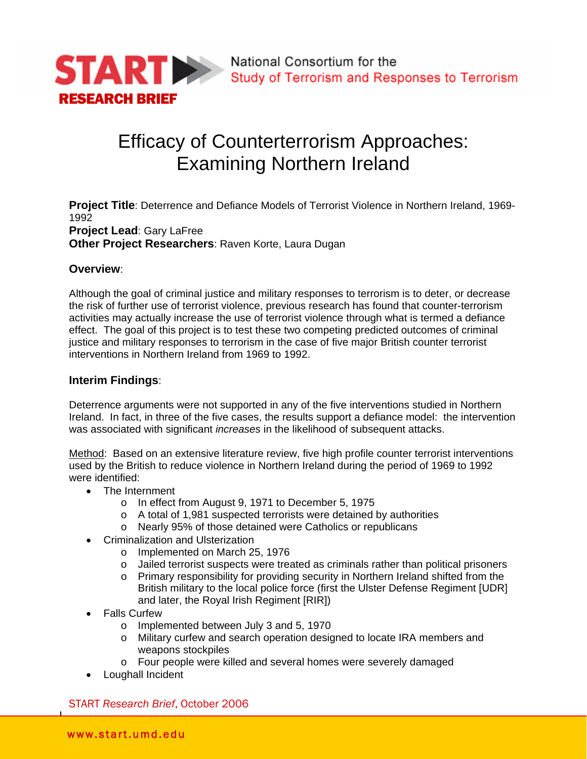# START RESEARCH BRIEF

National Consortium for the Study of Terrorism and Responses to Terrorism

# Efficacy of Counterterrorism Approaches: Examining Northern Ireland

**Project Title**: Deterrence and Defiance Models of Terrorist Violence in Northern Ireland, 1969-1992
**Project Lead**: Gary LaFree
**Other Project Researchers**: Raven Korte, Laura Dugan

## Overview:

Although the goal of criminal justice and military responses to terrorism is to deter, or decrease the risk of further use of terrorist violence, previous research has found that counter-terrorism activities may actually increase the use of terrorist violence through what is termed a defiance effect. The goal of this project is to test these two competing predicted outcomes of criminal justice and military responses to terrorism in the case of five major British counter terrorist interventions in Northern Ireland from 1969 to 1992.

## Interim Findings:

Deterrence arguments were not supported in any of the five interventions studied in Northern Ireland. In fact, in three of the five cases, the results support a defiance model: the intervention was associated with significant *increases* in the likelihood of subsequent attacks.

Method: Based on an extensive literature review, five high profile counter terrorist interventions used by the British to reduce violence in Northern Ireland during the period of 1969 to 1992 were identified:

- The Internment
    - In effect from August 9, 1971 to December 5, 1975
    - A total of 1,981 suspected terrorists were detained by authorities
    - Nearly 95% of those detained were Catholics or republicans
- Criminalization and Ulsterization
    - Implemented on March 25, 1976
    - Jailed terrorist suspects were treated as criminals rather than political prisoners
    - Primary responsibility for providing security in Northern Ireland shifted from the British military to the local police force (first the Ulster Defense Regiment [UDR] and later, the Royal Irish Regiment [RIR])
- Falls Curfew
    - Implemented between July 3 and 5, 1970
    - Military curfew and search operation designed to locate IRA members and weapons stockpiles
    - Four people were killed and several homes were severely damaged
- Loughall Incident

START *Research Brief*, October 2006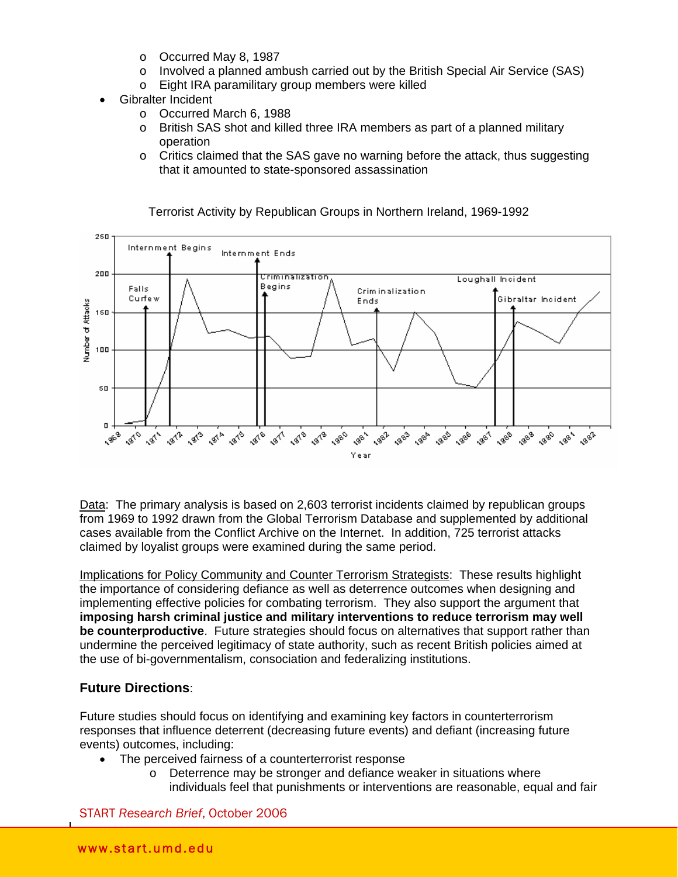- Occurred May 8, 1987
    - Involved a planned ambush carried out by the British Special Air Service (SAS)
    - Eight IRA paramilitary group members were killed
- Gibralter Incident
    - Occurred March 6, 1988
    - British SAS shot and killed three IRA members as part of a planned military operation
    - Critics claimed that the SAS gave no warning before the attack, thus suggesting that it amounted to state-sponsored assassination

Terrorist Activity by Republican Groups in Northern Ireland, 1969-1992

Data: The primary analysis is based on 2,603 terrorist incidents claimed by republican groups from 1969 to 1992 drawn from the Global Terrorism Database and supplemented by additional cases available from the Conflict Archive on the Internet. In addition, 725 terrorist attacks claimed by loyalist groups were examined during the same period.

Implications for Policy Community and Counter Terrorism Strategists: These results highlight the importance of considering defiance as well as deterrence outcomes when designing and implementing effective policies for combating terrorism. They also support the argument that **imposing harsh criminal justice and military interventions to reduce terrorism may well be counterproductive**. Future strategies should focus on alternatives that support rather than undermine the perceived legitimacy of state authority, such as recent British policies aimed at the use of bi-governmentalism, consociation and federalizing institutions.

**Future Directions**:

Future studies should focus on identifying and examining key factors in counterterrorism responses that influence deterrent (decreasing future events) and defiant (increasing future events) outcomes, including:

- The perceived fairness of a counterterrorist response
    - Deterrence may be stronger and defiance weaker in situations where individuals feel that punishments or interventions are reasonable, equal and fair

START *Research Brief*, October 2006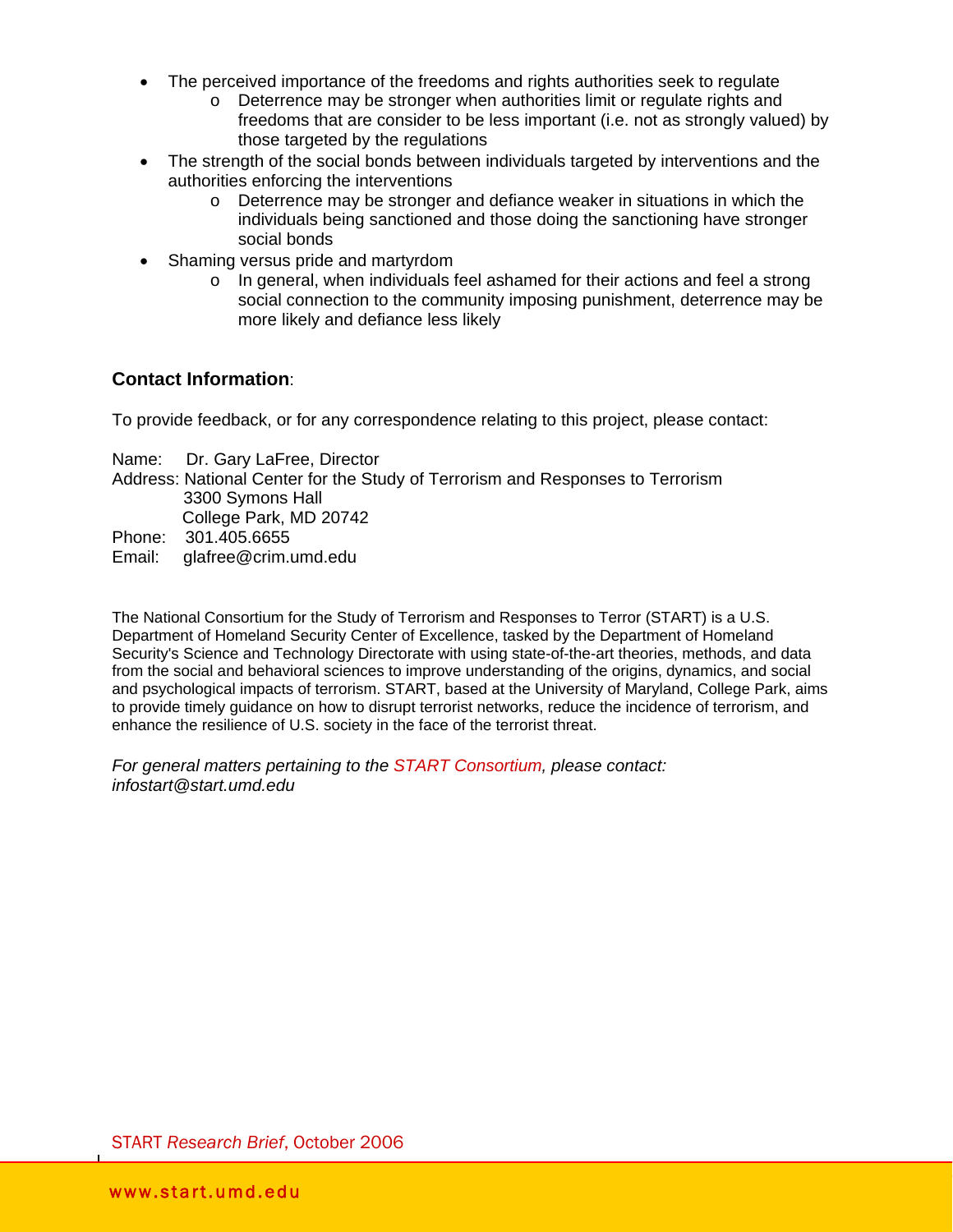- The perceived importance of the freedoms and rights authorities seek to regulate
  - Deterrence may be stronger when authorities limit or regulate rights and freedoms that are consider to be less important (i.e. not as strongly valued) by those targeted by the regulations
- The strength of the social bonds between individuals targeted by interventions and the authorities enforcing the interventions
  - Deterrence may be stronger and defiance weaker in situations in which the individuals being sanctioned and those doing the sanctioning have stronger social bonds
- Shaming versus pride and martyrdom
  - In general, when individuals feel ashamed for their actions and feel a strong social connection to the community imposing punishment, deterrence may be more likely and defiance less likely

**Contact Information**:

To provide feedback, or for any correspondence relating to this project, please contact:

Name: Dr. Gary LaFree, Director
Address: National Center for the Study of Terrorism and Responses to Terrorism
3300 Symons Hall
College Park, MD 20742
Phone: 301.405.6655
Email: glafree@crim.umd.edu

The National Consortium for the Study of Terrorism and Responses to Terror (START) is a U.S. Department of Homeland Security Center of Excellence, tasked by the Department of Homeland Security's Science and Technology Directorate with using state-of-the-art theories, methods, and data from the social and behavioral sciences to improve understanding of the origins, dynamics, and social and psychological impacts of terrorism. START, based at the University of Maryland, College Park, aims to provide timely guidance on how to disrupt terrorist networks, reduce the incidence of terrorism, and enhance the resilience of U.S. society in the face of the terrorist threat.

*For general matters pertaining to the START Consortium, please contact: infostart@start.umd.edu*

START *Research Brief*, October 2006